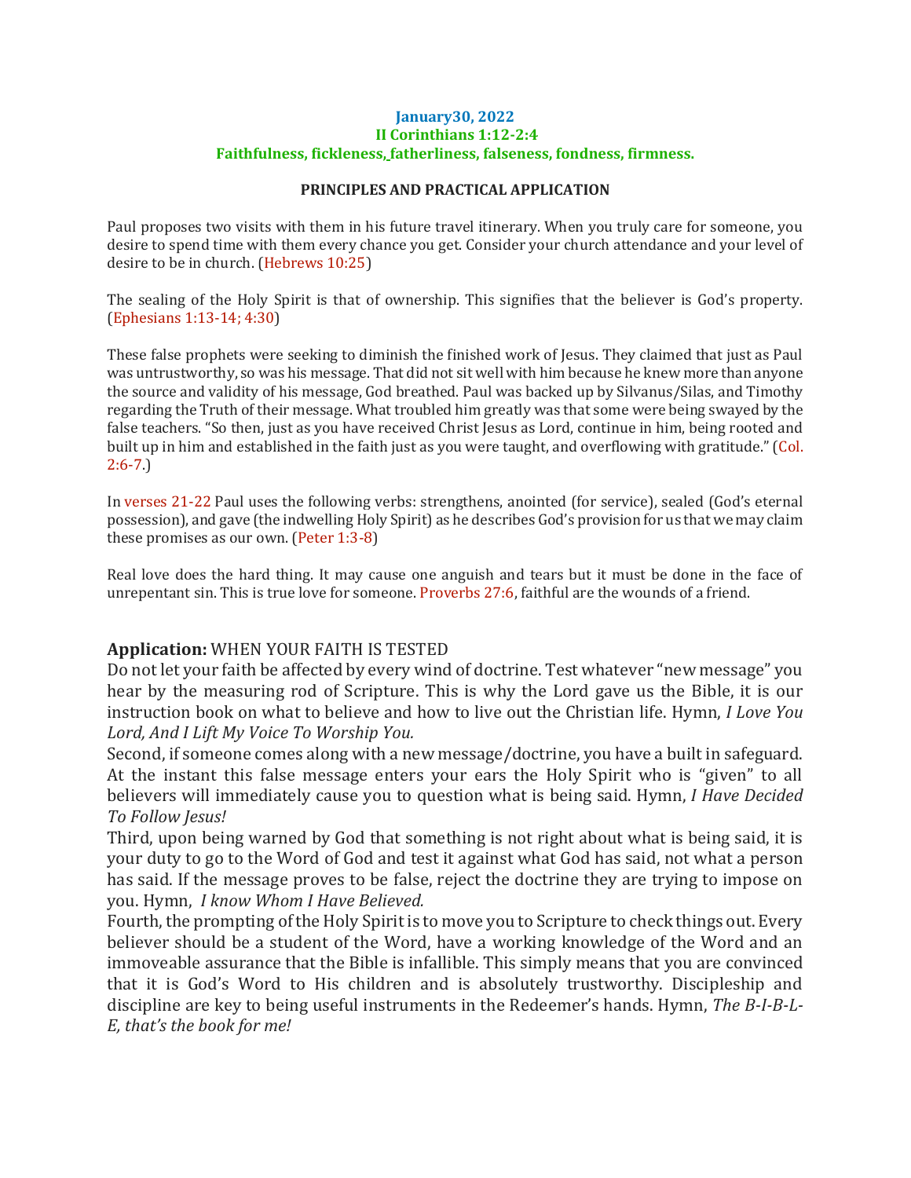**January30, 2022**
**II Corinthians 1:12-2:4**
**Faithfulness, fickleness, fatherliness, falseness, fondness, firmness.**

**PRINCIPLES AND PRACTICAL APPLICATION**

Paul proposes two visits with them in his future travel itinerary. When you truly care for someone, you desire to spend time with them every chance you get. Consider your church attendance and your level of desire to be in church. (Hebrews 10:25)

The sealing of the Holy Spirit is that of ownership. This signifies that the believer is God's property. (Ephesians 1:13-14; 4:30)

These false prophets were seeking to diminish the finished work of Jesus. They claimed that just as Paul was untrustworthy, so was his message. That did not sit well with him because he knew more than anyone the source and validity of his message, God breathed. Paul was backed up by Silvanus/Silas, and Timothy regarding the Truth of their message. What troubled him greatly was that some were being swayed by the false teachers. "So then, just as you have received Christ Jesus as Lord, continue in him, being rooted and built up in him and established in the faith just as you were taught, and overflowing with gratitude." (Col. 2:6-7.)

In verses 21-22 Paul uses the following verbs: strengthens, anointed (for service), sealed (God's eternal possession), and gave (the indwelling Holy Spirit) as he describes God's provision for us that we may claim these promises as our own. (Peter 1:3-8)

Real love does the hard thing. It may cause one anguish and tears but it must be done in the face of unrepentant sin. This is true love for someone. Proverbs 27:6, faithful are the wounds of a friend.

**Application:** WHEN YOUR FAITH IS TESTED

Do not let your faith be affected by every wind of doctrine. Test whatever "new message" you hear by the measuring rod of Scripture. This is why the Lord gave us the Bible, it is our instruction book on what to believe and how to live out the Christian life. Hymn, *I Love You Lord, And I Lift My Voice To Worship You.*

Second, if someone comes along with a new message/doctrine, you have a built in safeguard. At the instant this false message enters your ears the Holy Spirit who is "given" to all believers will immediately cause you to question what is being said. Hymn, *I Have Decided To Follow Jesus!*

Third, upon being warned by God that something is not right about what is being said, it is your duty to go to the Word of God and test it against what God has said, not what a person has said. If the message proves to be false, reject the doctrine they are trying to impose on you. Hymn, *I know Whom I Have Believed.*

Fourth, the prompting of the Holy Spirit is to move you to Scripture to check things out. Every believer should be a student of the Word, have a working knowledge of the Word and an immoveable assurance that the Bible is infallible. This simply means that you are convinced that it is God's Word to His children and is absolutely trustworthy. Discipleship and discipline are key to being useful instruments in the Redeemer's hands. Hymn, *The B-I-B-L-E, that's the book for me!*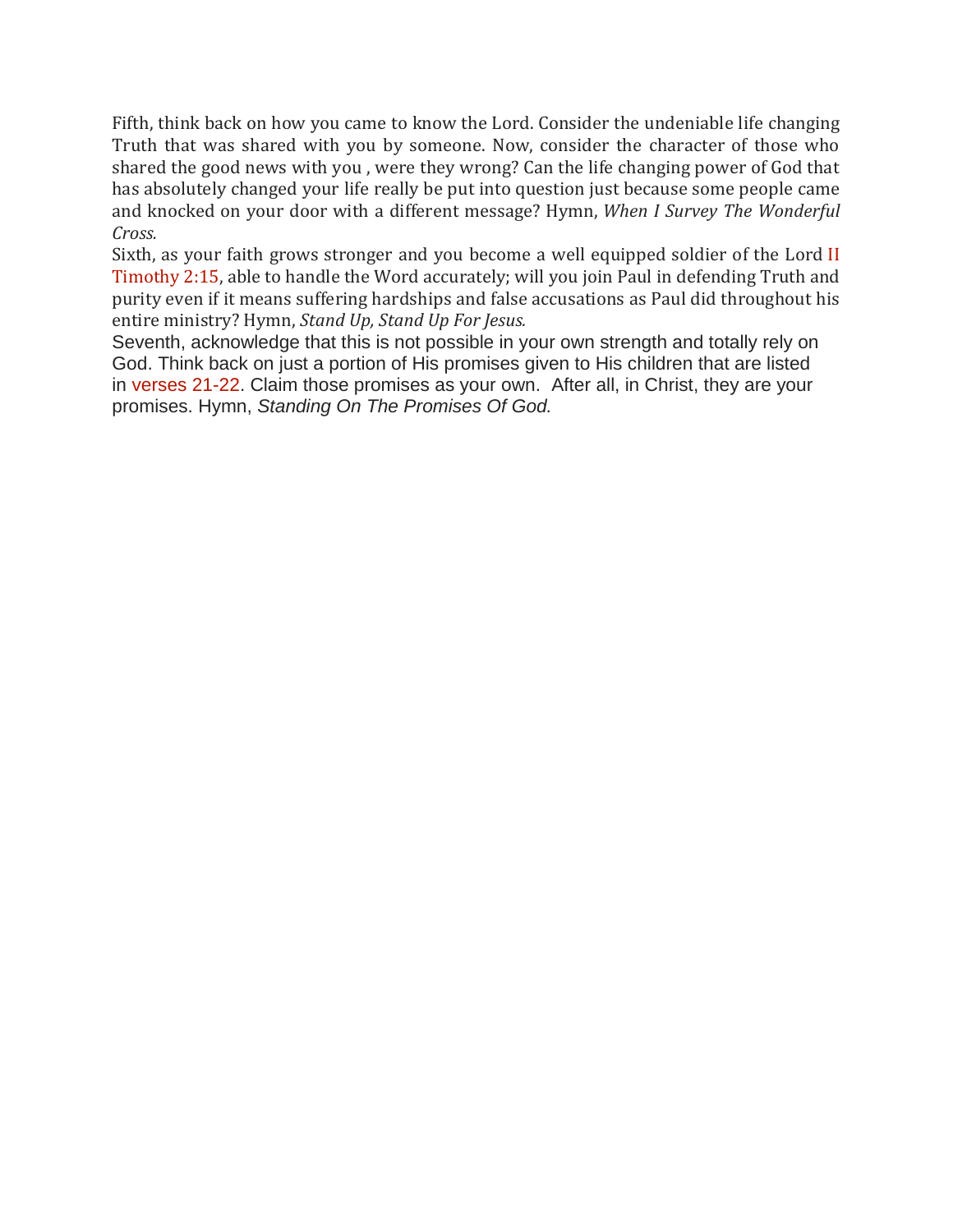Fifth, think back on how you came to know the Lord. Consider the undeniable life changing Truth that was shared with you by someone. Now, consider the character of those who shared the good news with you , were they wrong? Can the life changing power of God that has absolutely changed your life really be put into question just because some people came and knocked on your door with a different message? Hymn, *When I Survey The Wonderful Cross.*

Sixth, as your faith grows stronger and you become a well equipped soldier of the Lord II Timothy 2:15, able to handle the Word accurately; will you join Paul in defending Truth and purity even if it means suffering hardships and false accusations as Paul did throughout his entire ministry? Hymn, *Stand Up, Stand Up For Jesus.*

Seventh, acknowledge that this is not possible in your own strength and totally rely on God. Think back on just a portion of His promises given to His children that are listed in verses 21-22. Claim those promises as your own. After all, in Christ, they are your promises. Hymn, *Standing On The Promises Of God.*